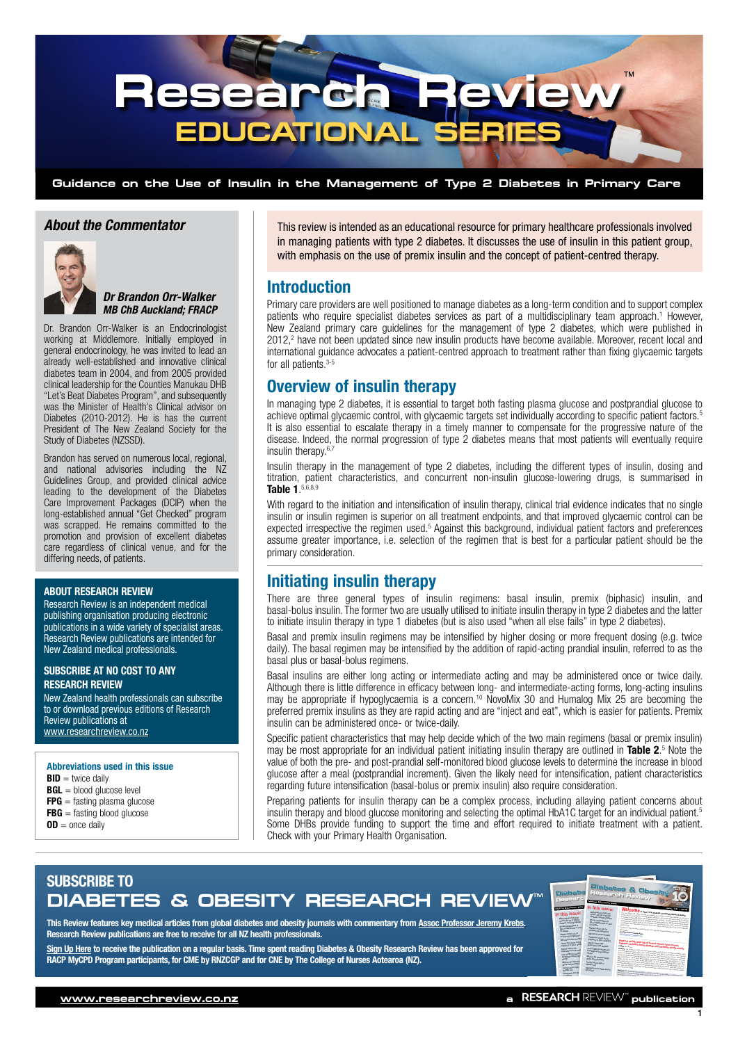# Research Review™ EDUCATIONAL SERIES

## Guidance on the Use of Insulin in the Management of Type 2 Diabetes in Primary Care

### *About the Commentator*

***Dr Brandon Orr-Walker***
***MB ChB Auckland; FRACP***

Dr. Brandon Orr-Walker is an Endocrinologist working at Middlemore. Initially employed in general endocrinology, he was invited to lead an already well-established and innovative clinical diabetes team in 2004, and from 2005 provided clinical leadership for the Counties Manukau DHB "Let's Beat Diabetes Program", and subsequently was the Minister of Health's Clinical advisor on Diabetes (2010-2012). He is has the current President of The New Zealand Society for the Study of Diabetes (NZSSD).

Brandon has served on numerous local, regional, and national advisories including the NZ Guidelines Group, and provided clinical advice leading to the development of the Diabetes Care Improvement Packages (DCIP) when the long-established annual "Get Checked" program was scrapped. He remains committed to the promotion and provision of excellent diabetes care regardless of clinical venue, and for the differing needs, of patients.

**ABOUT RESEARCH REVIEW**

Research Review is an independent medical publishing organisation producing electronic publications in a wide variety of specialist areas. Research Review publications are intended for New Zealand medical professionals.

**SUBSCRIBE AT NO COST TO ANY RESEARCH REVIEW**

New Zealand health professionals can subscribe to or download previous editions of Research Review publications at www.researchreview.co.nz

**Abbreviations used in this issue**

- **BID** = twice daily
- **BGL** = blood glucose level
- **FPG** = fasting plasma glucose
- **FBG** = fasting blood glucose
- **OD** = once daily

This review is intended as an educational resource for primary healthcare professionals involved in managing patients with type 2 diabetes. It discusses the use of insulin in this patient group, with emphasis on the use of premix insulin and the concept of patient-centred therapy.

## Introduction

Primary care providers are well positioned to manage diabetes as a long-term condition and to support complex patients who require specialist diabetes services as part of a multidisciplinary team approach.[1] However, New Zealand primary care guidelines for the management of type 2 diabetes, which were published in 2012,[2] have not been updated since new insulin products have become available. Moreover, recent local and international guidance advocates a patient-centred approach to treatment rather than fixing glycaemic targets for all patients.[3-5]

## Overview of insulin therapy

In managing type 2 diabetes, it is essential to target both fasting plasma glucose and postprandial glucose to achieve optimal glycaemic control, with glycaemic targets set individually according to specific patient factors.[5] It is also essential to escalate therapy in a timely manner to compensate for the progressive nature of the disease. Indeed, the normal progression of type 2 diabetes means that most patients will eventually require insulin therapy.[6,7]

Insulin therapy in the management of type 2 diabetes, including the different types of insulin, dosing and titration, patient characteristics, and concurrent non-insulin glucose-lowering drugs, is summarised in **Table 1**.[5,6,8,9]

With regard to the initiation and intensification of insulin therapy, clinical trial evidence indicates that no single insulin or insulin regimen is superior on all treatment endpoints, and that improved glycaemic control can be expected irrespective the regimen used.[5] Against this background, individual patient factors and preferences assume greater importance, i.e. selection of the regimen that is best for a particular patient should be the primary consideration.

## Initiating insulin therapy

There are three general types of insulin regimens: basal insulin, premix (biphasic) insulin, and basal-bolus insulin. The former two are usually utilised to initiate insulin therapy in type 2 diabetes and the latter to initiate insulin therapy in type 1 diabetes (but is also used "when all else fails" in type 2 diabetes).

Basal and premix insulin regimens may be intensified by higher dosing or more frequent dosing (e.g. twice daily). The basal regimen may be intensified by the addition of rapid-acting prandial insulin, referred to as the basal plus or basal-bolus regimens.

Basal insulins are either long acting or intermediate acting and may be administered once or twice daily. Although there is little difference in efficacy between long- and intermediate-acting forms, long-acting insulins may be appropriate if hypoglycaemia is a concern.[10] NovoMix 30 and Humalog Mix 25 are becoming the preferred premix insulins as they are rapid acting and are "inject and eat", which is easier for patients. Premix insulin can be administered once- or twice-daily.

Specific patient characteristics that may help decide which of the two main regimens (basal or premix insulin) may be most appropriate for an individual patient initiating insulin therapy are outlined in **Table 2**.[5] Note the value of both the pre- and post-prandial self-monitored blood glucose levels to determine the increase in blood glucose after a meal (postprandial increment). Given the likely need for intensification, patient characteristics regarding future intensification (basal-bolus or premix insulin) also require consideration.

Preparing patients for insulin therapy can be a complex process, including allaying patient concerns about insulin therapy and blood glucose monitoring and selecting the optimal HbA1C target for an individual patient.[5] Some DHBs provide funding to support the time and effort required to initiate treatment with a patient. Check with your Primary Health Organisation.

## SUBSCRIBE TO DIABETES & OBESITY RESEARCH REVIEW™

**This Review features key medical articles from global diabetes and obesity journals with commentary from Assoc Professor Jeremy Krebs. Research Review publications are free to receive for all NZ health professionals.**

**Sign Up Here to receive the publication on a regular basis. Time spent reading Diabetes & Obesity Research Review has been approved for RACP MyCPD Program participants, for CME by RNZCGP and for CNE by The College of Nurses Aotearoa (NZ).**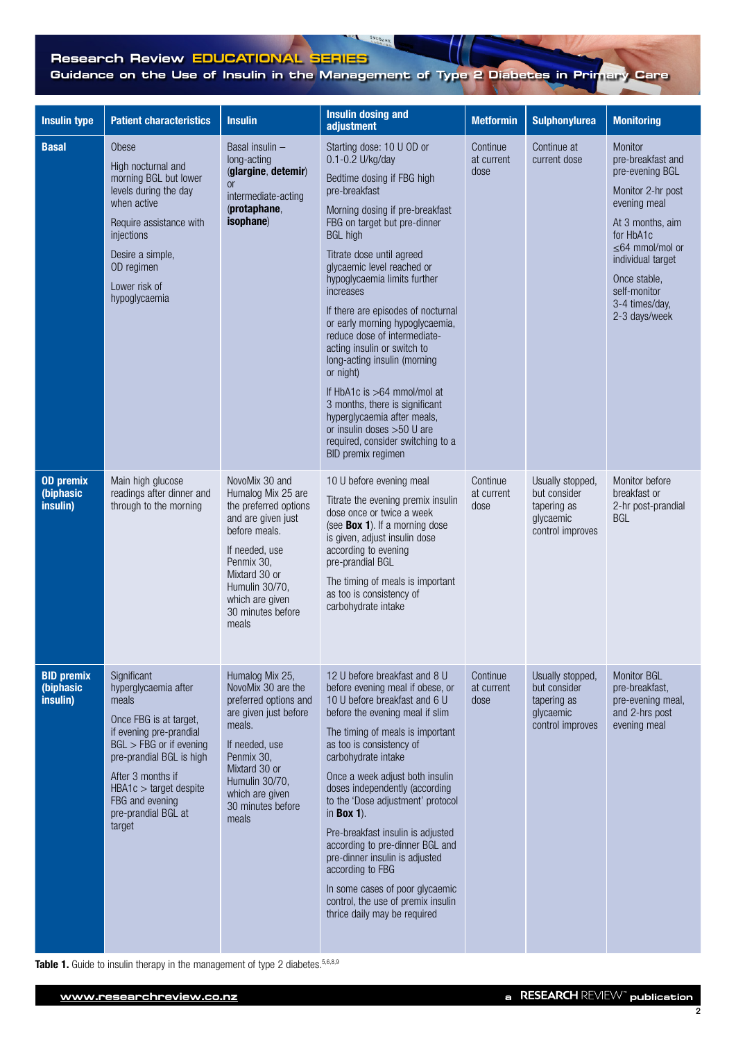| Insulin type | Patient characteristics | Insulin | Insulin dosing and adjustment | Metformin | Sulphonylurea | Monitoring |
|---|---|---|---|---|---|---|
| **Basal** | Obese<br><br>High nocturnal and morning BGL but lower levels during the day when active<br><br>Require assistance with injections<br><br>Desire a simple, OD regimen<br><br>Lower risk of hypoglycaemia | Basal insulin – long-acting (**glargine**, **detemir**) or intermediate-acting (**protaphane**, **isophane**) | Starting dose: 10 U OD or 0.1-0.2 U/kg/day<br><br>Bedtime dosing if FBG high pre-breakfast<br><br>Morning dosing if pre-breakfast FBG on target but pre-dinner BGL high<br><br>Titrate dose until agreed glycaemic level reached or hypoglycaemia limits further increases<br><br>If there are episodes of nocturnal or early morning hypoglycaemia, reduce dose of intermediate-acting insulin or switch to long-acting insulin (morning or night)<br><br>If HbA1c is >64 mmol/mol at 3 months, there is significant hyperglycaemia after meals, or insulin doses >50 U are required, consider switching to a BID premix regimen | Continue at current dose | Continue at current dose | Monitor pre-breakfast and pre-evening BGL<br><br>Monitor 2-hr post evening meal<br><br>At 3 months, aim for HbA1c ≤64 mmol/mol or individual target<br><br>Once stable, self-monitor 3-4 times/day, 2-3 days/week |
| **OD premix (biphasic insulin)** | Main high glucose readings after dinner and through to the morning | NovoMix 30 and Humalog Mix 25 are the preferred options and are given just before meals.<br><br>If needed, use Penmix 30, Mixtard 30 or Humulin 30/70, which are given 30 minutes before meals | 10 U before evening meal<br><br>Titrate the evening premix insulin dose once or twice a week (see **Box 1**). If a morning dose is given, adjust insulin dose according to evening pre-prandial BGL<br><br>The timing of meals is important as too is consistency of carbohydrate intake | Continue at current dose | Usually stopped, but consider tapering as glycaemic control improves | Monitor before breakfast or 2-hr post-prandial BGL |
| **BID premix (biphasic insulin)** | Significant hyperglycaemia after meals<br><br>Once FBG is at target, if evening pre-prandial BGL > FBG or if evening pre-prandial BGL is high<br><br>After 3 months if HBA1c > target despite FBG and evening pre-prandial BGL at target | Humalog Mix 25, NovoMix 30 are the preferred options and are given just before meals.<br><br>If needed, use Penmix 30, Mixtard 30 or Humulin 30/70, which are given 30 minutes before meals | 12 U before breakfast and 8 U before evening meal if obese, or 10 U before breakfast and 6 U before the evening meal if slim<br><br>The timing of meals is important as too is consistency of carbohydrate intake<br><br>Once a week adjust both insulin doses independently (according to the 'Dose adjustment' protocol in **Box 1**).<br><br>Pre-breakfast insulin is adjusted according to pre-dinner BGL and pre-dinner insulin is adjusted according to FBG<br><br>In some cases of poor glycaemic control, the use of premix insulin thrice daily may be required | Continue at current dose | Usually stopped, but consider tapering as glycaemic control improves | Monitor BGL pre-breakfast, pre-evening meal, and 2-hrs post evening meal |

**Table 1.** Guide to insulin therapy in the management of type 2 diabetes.[5,6,8,9]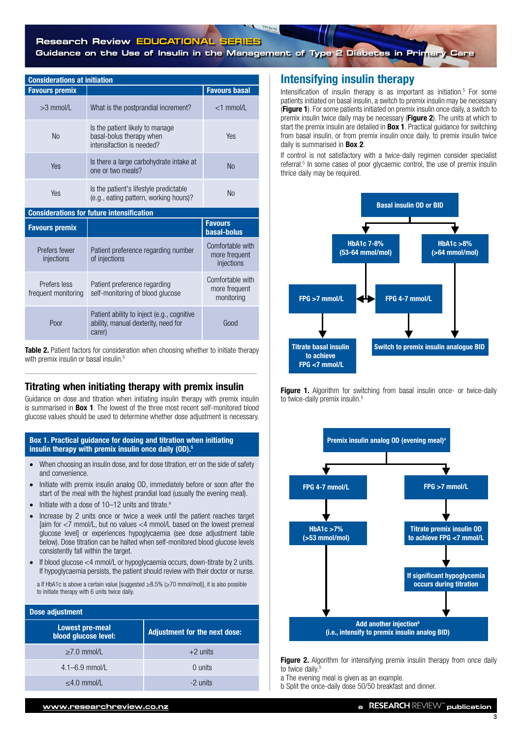## Considerations at initiation

| Favours premix | | Favours basal |
|---|---|---|
| >3 mmol/L | What is the postprandial increment? | <1 mmol/L |
| No | Is the patient likely to manage basal-bolus therapy when intensifaction is needed? | Yes |
| Yes | Is there a large carbohydrate intake at one or two meals? | No |
| Yes | Is the patient's lifestyle predictable (e.g., eating pattern, working hours)? | No |

## Considerations for future intensification

| Favours premix | | Favours basal-bolus |
|---|---|---|
| Prefers fewer injections | Patient preference regarding number of injections | Comfortable with more frequent injections |
| Prefers less frequent monitoring | Patient preference regarding self-monitoring of blood glucose | Comfortable with more frequent monitoring |
| Poor | Patient ability to inject (e.g., cognitive ability, manual dexterity, need for carer) | Good |

**Table 2.** Patient factors for consideration when choosing whether to initiate therapy with premix insulin or basal insulin.[5]

## Titrating when initiating therapy with premix insulin

Guidance on dose and titration when initiating insulin therapy with premix insulin is summarised in **Box 1**. The lowest of the three most recent self-monitored blood glucose values should be used to determine whether dose adjustment is necessary.

### Box 1. Practical guidance for dosing and titration when initiating insulin therapy with premix insulin once daily (OD).[5]

- When choosing an insulin dose, and for dose titration, err on the side of safety and convenience.
- Initiate with premix insulin analog OD, immediately before or soon after the start of the meal with the highest prandial load (usually the evening meal).
- Initiate with a dose of 10–12 units and titrate.[a]
- Increase by 2 units once or twice a week until the patient reaches target [aim for <7 mmol/L, but no values <4 mmol/L based on the lowest premeal glucose level] or experiences hypoglycaemia (see dose adjustment table below). Dose titration can be halted when self-monitored blood glucose levels consistently fall within the target.
- If blood glucose <4 mmol/L or hypoglycaemia occurs, down-titrate by 2 units. If hypoglycaemia persists, the patient should review with their doctor or nurse.

a If HbA1c is above a certain value [suggested ≥8.5% (≥70 mmol/mol)], it is also possible to initiate therapy with 6 units twice daily.

**Dose adjustment**

| Lowest pre-meal blood glucose level: | Adjustment for the next dose: |
|---|---|
| ≥7.0 mmol/L | +2 units |
| 4.1–6.9 mmol/L | 0 units |
| ≤4.0 mmol/L | -2 units |

## Intensifying insulin therapy

Intensification of insulin therapy is as important as initiation.[5] For some patients initiated on basal insulin, a switch to premix insulin may be necessary (**Figure 1**). For some patients initiated on premix insulin once daily, a switch to premix insulin twice daily may be necessary (**Figure 2**). The units at which to start the premix insulin are detailed in **Box 1**. Practical guidance for switching from basal insulin, or from premix insulin once daily, to premix insulin twice daily is summarised in **Box 2**.

If control is not satisfactory with a twice-daily regimen consider specialist referral.[5] In some cases of poor glycaemic control, the use of premix insulin thrice daily may be required.

- Basal insulin OD or BID
  - HbA1c 7-8% (53-64 mmol/mol)
    - FPG >7 mmol/L → Titrate basal insulin to achieve FPG <7 mmol/L
    - FPG 4-7 mmol/L → Switch to premix insulin analogue BID
    - (FPG >7 mmol/L ↔ FPG 4-7 mmol/L)
  - HbA1c >8% (>64 mmol/mol) → Switch to premix insulin analogue BID

**Figure 1.** Algorithm for switching from basal insulin once- or twice-daily to twice-daily premix insulin.[5]

- Premix insulin analog OD (evening meal)[a]
  - FPG 4-7 mmol/L → HbA1c >7% (>53 mmol/mol) → Add another injection[b] (i.e., intensify to premix insulin analog BID)
  - FPG >7 mmol/L → Titrate premix insulin OD to achieve FPG <7 mmol/L → If significant hypoglycemia occurs during titration → Add another injection[b] (i.e., intensify to premix insulin analog BID)

**Figure 2.** Algorithm for intensifying premix insulin therapy from once daily to twice daily.[5]

a The evening meal is given as an example.
b Split the once-daily dose 50/50 breakfast and dinner.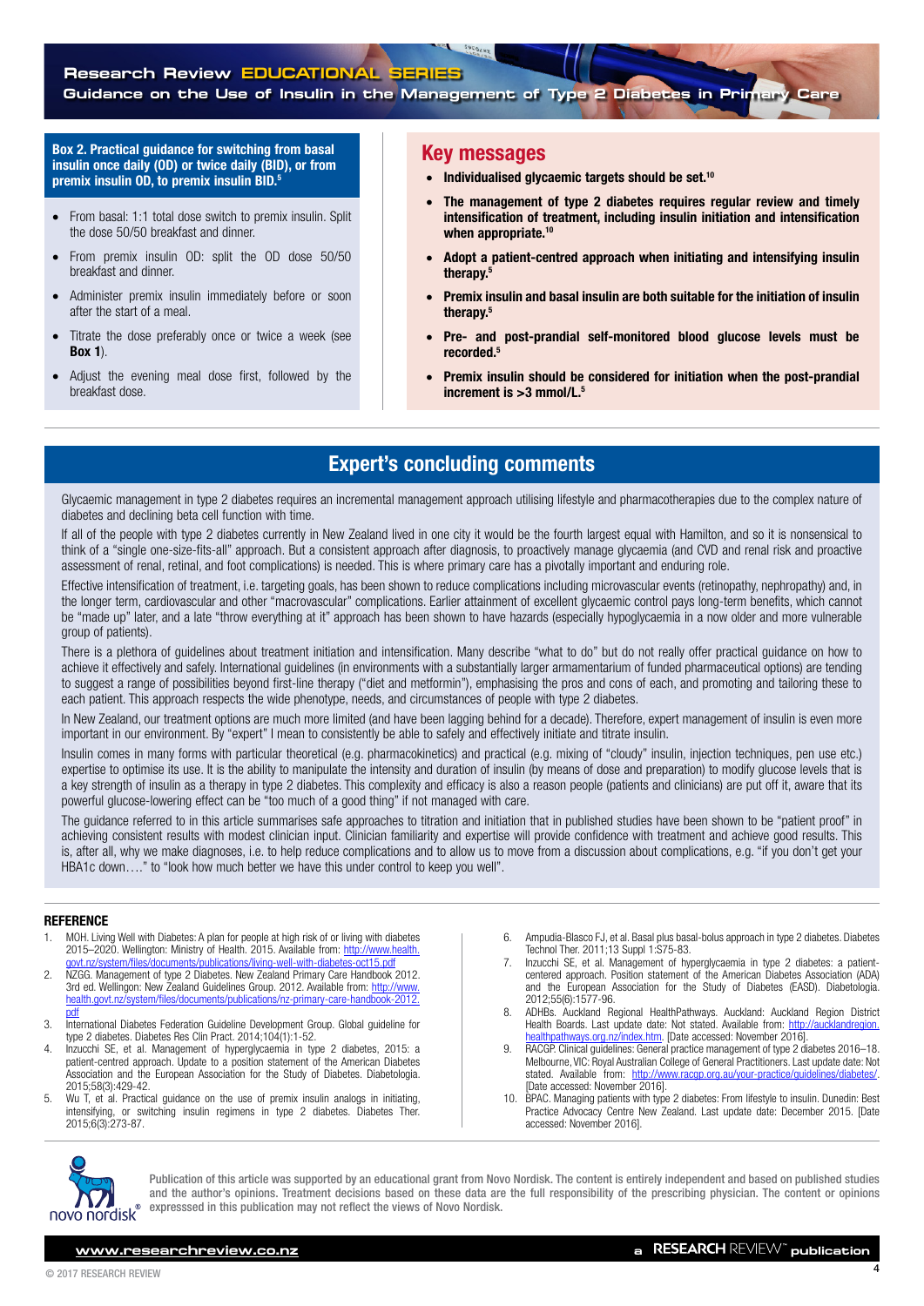**Box 2. Practical guidance for switching from basal insulin once daily (OD) or twice daily (BID), or from premix insulin OD, to premix insulin BID.[5]**

- From basal: 1:1 total dose switch to premix insulin. Split the dose 50/50 breakfast and dinner.
- From premix insulin OD: split the OD dose 50/50 breakfast and dinner.
- Administer premix insulin immediately before or soon after the start of a meal.
- Titrate the dose preferably once or twice a week (see **Box 1**).
- Adjust the evening meal dose first, followed by the breakfast dose.

## Key messages

- **Individualised glycaemic targets should be set.[10]**
- **The management of type 2 diabetes requires regular review and timely intensification of treatment, including insulin initiation and intensification when appropriate.[10]**
- **Adopt a patient-centred approach when initiating and intensifying insulin therapy.[5]**
- **Premix insulin and basal insulin are both suitable for the initiation of insulin therapy.[5]**
- **Pre- and post-prandial self-monitored blood glucose levels must be recorded.[5]**
- **Premix insulin should be considered for initiation when the post-prandial increment is >3 mmol/L.[5]**

## Expert's concluding comments

Glycaemic management in type 2 diabetes requires an incremental management approach utilising lifestyle and pharmacotherapies due to the complex nature of diabetes and declining beta cell function with time.

If all of the people with type 2 diabetes currently in New Zealand lived in one city it would be the fourth largest equal with Hamilton, and so it is nonsensical to think of a "single one-size-fits-all" approach. But a consistent approach after diagnosis, to proactively manage glycaemia (and CVD and renal risk and proactive assessment of renal, retinal, and foot complications) is needed. This is where primary care has a pivotally important and enduring role.

Effective intensification of treatment, i.e. targeting goals, has been shown to reduce complications including microvascular events (retinopathy, nephropathy) and, in the longer term, cardiovascular and other "macrovascular" complications. Earlier attainment of excellent glycaemic control pays long-term benefits, which cannot be "made up" later, and a late "throw everything at it" approach has been shown to have hazards (especially hypoglycaemia in a now older and more vulnerable group of patients).

There is a plethora of guidelines about treatment initiation and intensification. Many describe "what to do" but do not really offer practical guidance on how to achieve it effectively and safely. International guidelines (in environments with a substantially larger armamentarium of funded pharmaceutical options) are tending to suggest a range of possibilities beyond first-line therapy ("diet and metformin"), emphasising the pros and cons of each, and promoting and tailoring these to each patient. This approach respects the wide phenotype, needs, and circumstances of people with type 2 diabetes.

In New Zealand, our treatment options are much more limited (and have been lagging behind for a decade). Therefore, expert management of insulin is even more important in our environment. By "expert" I mean to consistently be able to safely and effectively initiate and titrate insulin.

Insulin comes in many forms with particular theoretical (e.g. pharmacokinetics) and practical (e.g. mixing of "cloudy" insulin, injection techniques, pen use etc.) expertise to optimise its use. It is the ability to manipulate the intensity and duration of insulin (by means of dose and preparation) to modify glucose levels that is a key strength of insulin as a therapy in type 2 diabetes. This complexity and efficacy is also a reason people (patients and clinicians) are put off it, aware that its powerful glucose-lowering effect can be "too much of a good thing" if not managed with care.

The guidance referred to in this article summarises safe approaches to titration and initiation that in published studies have been shown to be "patient proof" in achieving consistent results with modest clinician input. Clinician familiarity and expertise will provide confidence with treatment and achieve good results. This is, after all, why we make diagnoses, i.e. to help reduce complications and to allow us to move from a discussion about complications, e.g. "if you don't get your HBA1c down…." to "look how much better we have this under control to keep you well".

### REFERENCE

1. MOH. Living Well with Diabetes: A plan for people at high risk of or living with diabetes 2015–2020. Wellington: Ministry of Health. 2015. Available from: http://www.health.govt.nz/system/files/documents/publications/living-well-with-diabetes-oct15.pdf
2. NZGG. Management of type 2 Diabetes. New Zealand Primary Care Handbook 2012. 3rd ed. Wellingon: New Zealand Guidelines Group. 2012. Available from: http://www.health.govt.nz/system/files/documents/publications/nz-primary-care-handbook-2012.pdf
3. International Diabetes Federation Guideline Development Group. Global guideline for type 2 diabetes. Diabetes Res Clin Pract. 2014;104(1):1-52.
4. Inzucchi SE, et al. Management of hyperglycaemia in type 2 diabetes, 2015: a patient-centred approach. Update to a position statement of the American Diabetes Association and the European Association for the Study of Diabetes. Diabetologia. 2015;58(3):429-42.
5. Wu T, et al. Practical guidance on the use of premix insulin analogs in initiating, intensifying, or switching insulin regimens in type 2 diabetes. Diabetes Ther. 2015;6(3):273-87.
6. Ampudia-Blasco FJ, et al. Basal plus basal-bolus approach in type 2 diabetes. Diabetes Technol Ther. 2011;13 Suppl 1:S75-83.
7. Inzucchi SE, et al. Management of hyperglycaemia in type 2 diabetes: a patient-centered approach. Position statement of the American Diabetes Association (ADA) and the European Association for the Study of Diabetes (EASD). Diabetologia. 2012;55(6):1577-96.
8. ADHBs. Auckland Regional HealthPathways. Auckland: Auckland Region District Health Boards. Last update date: Not stated. Available from: http://aucklandregion.healthpathways.org.nz/index.htm. [Date accessed: November 2016].
9. RACGP. Clinical guidelines: General practice management of type 2 diabetes 2016–18. Melbourne, VIC: Royal Australian College of General Practitioners. Last update date: Not stated. Available from: http://www.racgp.org.au/your-practice/guidelines/diabetes/. [Date accessed: November 2016].
10. BPAC. Managing patients with type 2 diabetes: From lifestyle to insulin. Dunedin: Best Practice Advocacy Centre New Zealand. Last update date: December 2015. [Date accessed: November 2016].

Publication of this article was supported by an educational grant from Novo Nordisk. The content is entirely independent and based on published studies and the author's opinions. Treatment decisions based on these data are the full responsibility of the prescribing physician. The content or opinions expresssed in this publication may not reflect the views of Novo Nordisk.